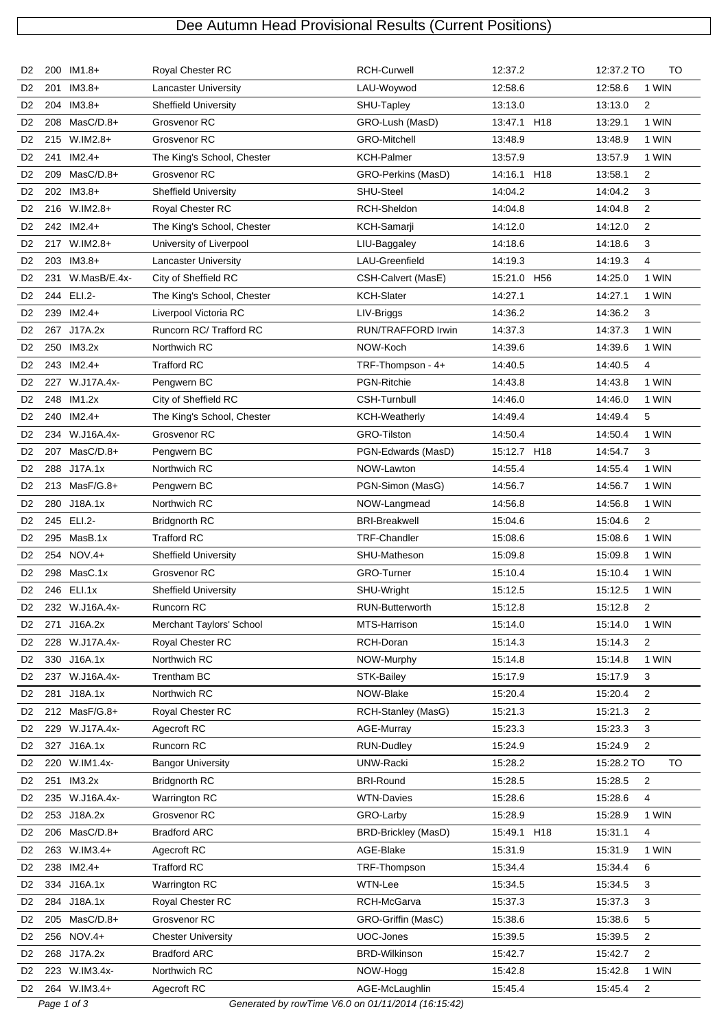# Dee Autumn Head Provisional Results (Current Positions)

| | | | | | | | |
|---|---|---|---|---|---|---|---|
| D2 | 200 | IM1.8+ | Royal Chester RC | RCH-Curwell | 12:37.2 | 12:37.2 TO | TO |
| D2 | 201 | IM3.8+ | Lancaster University | LAU-Woywod | 12:58.6 | 12:58.6 | 1 WIN |
| D2 | 204 | IM3.8+ | Sheffield University | SHU-Tapley | 13:13.0 | 13:13.0 | 2 |
| D2 | 208 | MasC/D.8+ | Grosvenor RC | GRO-Lush (MasD) | 13:47.1 H18 | 13:29.1 | 1 WIN |
| D2 | 215 | W.IM2.8+ | Grosvenor RC | GRO-Mitchell | 13:48.9 | 13:48.9 | 1 WIN |
| D2 | 241 | IM2.4+ | The King's School, Chester | KCH-Palmer | 13:57.9 | 13:57.9 | 1 WIN |
| D2 | 209 | MasC/D.8+ | Grosvenor RC | GRO-Perkins (MasD) | 14:16.1 H18 | 13:58.1 | 2 |
| D2 | 202 | IM3.8+ | Sheffield University | SHU-Steel | 14:04.2 | 14:04.2 | 3 |
| D2 | 216 | W.IM2.8+ | Royal Chester RC | RCH-Sheldon | 14:04.8 | 14:04.8 | 2 |
| D2 | 242 | IM2.4+ | The King's School, Chester | KCH-Samarji | 14:12.0 | 14:12.0 | 2 |
| D2 | 217 | W.IM2.8+ | University of Liverpool | LIU-Baggaley | 14:18.6 | 14:18.6 | 3 |
| D2 | 203 | IM3.8+ | Lancaster University | LAU-Greenfield | 14:19.3 | 14:19.3 | 4 |
| D2 | 231 | W.MasB/E.4x- | City of Sheffield RC | CSH-Calvert (MasE) | 15:21.0 H56 | 14:25.0 | 1 WIN |
| D2 | 244 | ELI.2- | The King's School, Chester | KCH-Slater | 14:27.1 | 14:27.1 | 1 WIN |
| D2 | 239 | IM2.4+ | Liverpool Victoria RC | LIV-Briggs | 14:36.2 | 14:36.2 | 3 |
| D2 | 267 | J17A.2x | Runcorn RC/ Trafford RC | RUN/TRAFFORD Irwin | 14:37.3 | 14:37.3 | 1 WIN |
| D2 | 250 | IM3.2x | Northwich RC | NOW-Koch | 14:39.6 | 14:39.6 | 1 WIN |
| D2 | 243 | IM2.4+ | Trafford RC | TRF-Thompson - 4+ | 14:40.5 | 14:40.5 | 4 |
| D2 | 227 | W.J17A.4x- | Pengwern BC | PGN-Ritchie | 14:43.8 | 14:43.8 | 1 WIN |
| D2 | 248 | IM1.2x | City of Sheffield RC | CSH-Turnbull | 14:46.0 | 14:46.0 | 1 WIN |
| D2 | 240 | IM2.4+ | The King's School, Chester | KCH-Weatherly | 14:49.4 | 14:49.4 | 5 |
| D2 | 234 | W.J16A.4x- | Grosvenor RC | GRO-Tilston | 14:50.4 | 14:50.4 | 1 WIN |
| D2 | 207 | MasC/D.8+ | Pengwern BC | PGN-Edwards (MasD) | 15:12.7 H18 | 14:54.7 | 3 |
| D2 | 288 | J17A.1x | Northwich RC | NOW-Lawton | 14:55.4 | 14:55.4 | 1 WIN |
| D2 | 213 | MasF/G.8+ | Pengwern BC | PGN-Simon (MasG) | 14:56.7 | 14:56.7 | 1 WIN |
| D2 | 280 | J18A.1x | Northwich RC | NOW-Langmead | 14:56.8 | 14:56.8 | 1 WIN |
| D2 | 245 | ELI.2- | Bridgnorth RC | BRI-Breakwell | 15:04.6 | 15:04.6 | 2 |
| D2 | 295 | MasB.1x | Trafford RC | TRF-Chandler | 15:08.6 | 15:08.6 | 1 WIN |
| D2 | 254 | NOV.4+ | Sheffield University | SHU-Matheson | 15:09.8 | 15:09.8 | 1 WIN |
| D2 | 298 | MasC.1x | Grosvenor RC | GRO-Turner | 15:10.4 | 15:10.4 | 1 WIN |
| D2 | 246 | ELI.1x | Sheffield University | SHU-Wright | 15:12.5 | 15:12.5 | 1 WIN |
| D2 | 232 | W.J16A.4x- | Runcorn RC | RUN-Butterworth | 15:12.8 | 15:12.8 | 2 |
| D2 | 271 | J16A.2x | Merchant Taylors' School | MTS-Harrison | 15:14.0 | 15:14.0 | 1 WIN |
| D2 | 228 | W.J17A.4x- | Royal Chester RC | RCH-Doran | 15:14.3 | 15:14.3 | 2 |
| D2 | 330 | J16A.1x | Northwich RC | NOW-Murphy | 15:14.8 | 15:14.8 | 1 WIN |
| D2 | 237 | W.J16A.4x- | Trentham BC | STK-Bailey | 15:17.9 | 15:17.9 | 3 |
| D2 | 281 | J18A.1x | Northwich RC | NOW-Blake | 15:20.4 | 15:20.4 | 2 |
| D2 | 212 | MasF/G.8+ | Royal Chester RC | RCH-Stanley (MasG) | 15:21.3 | 15:21.3 | 2 |
| D2 | 229 | W.J17A.4x- | Agecroft RC | AGE-Murray | 15:23.3 | 15:23.3 | 3 |
| D2 | 327 | J16A.1x | Runcorn RC | RUN-Dudley | 15:24.9 | 15:24.9 | 2 |
| D2 | 220 | W.IM1.4x- | Bangor University | UNW-Racki | 15:28.2 | 15:28.2 TO | TO |
| D2 | 251 | IM3.2x | Bridgnorth RC | BRI-Round | 15:28.5 | 15:28.5 | 2 |
| D2 | 235 | W.J16A.4x- | Warrington RC | WTN-Davies | 15:28.6 | 15:28.6 | 4 |
| D2 | 253 | J18A.2x | Grosvenor RC | GRO-Larby | 15:28.9 | 15:28.9 | 1 WIN |
| D2 | 206 | MasC/D.8+ | Bradford ARC | BRD-Brickley (MasD) | 15:49.1 H18 | 15:31.1 | 4 |
| D2 | 263 | W.IM3.4+ | Agecroft RC | AGE-Blake | 15:31.9 | 15:31.9 | 1 WIN |
| D2 | 238 | IM2.4+ | Trafford RC | TRF-Thompson | 15:34.4 | 15:34.4 | 6 |
| D2 | 334 | J16A.1x | Warrington RC | WTN-Lee | 15:34.5 | 15:34.5 | 3 |
| D2 | 284 | J18A.1x | Royal Chester RC | RCH-McGarva | 15:37.3 | 15:37.3 | 3 |
| D2 | 205 | MasC/D.8+ | Grosvenor RC | GRO-Griffin (MasC) | 15:38.6 | 15:38.6 | 5 |
| D2 | 256 | NOV.4+ | Chester University | UOC-Jones | 15:39.5 | 15:39.5 | 2 |
| D2 | 268 | J17A.2x | Bradford ARC | BRD-Wilkinson | 15:42.7 | 15:42.7 | 2 |
| D2 | 223 | W.IM3.4x- | Northwich RC | NOW-Hogg | 15:42.8 | 15:42.8 | 1 WIN |
| D2 | 264 | W.IM3.4+ | Agecroft RC | AGE-McLaughlin | 15:45.4 | 15:45.4 | 2 |

*Generated by rowTime V6.0 on 01/11/2014 (16:15:42)*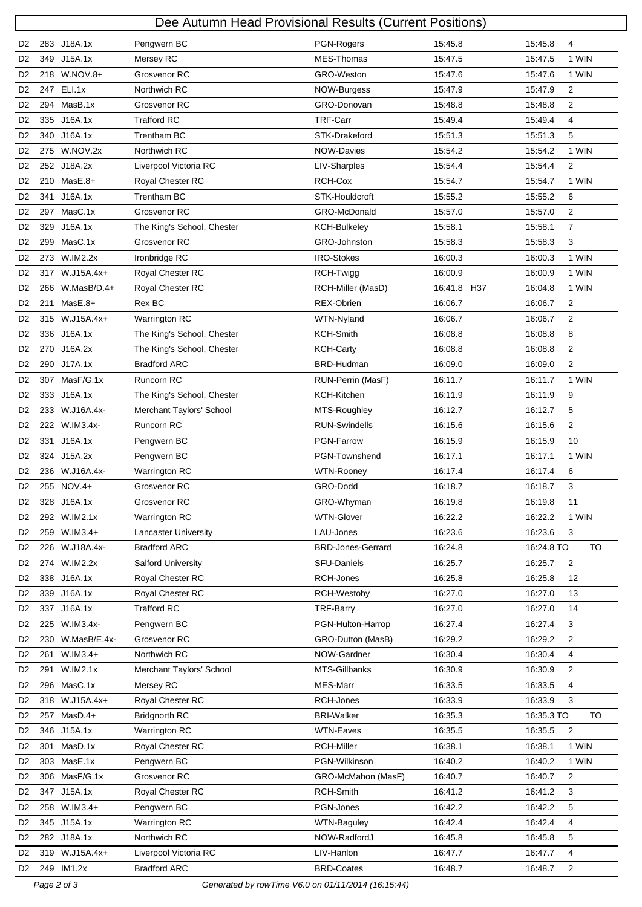# Dee Autumn Head Provisional Results (Current Positions)

| | | | | | | | |
|---|---|---|---|---|---|---|---|
| D2 | 283 | J18A.1x | Pengwern BC | PGN-Rogers | 15:45.8 | 15:45.8 | 4 |
| D2 | 349 | J15A.1x | Mersey RC | MES-Thomas | 15:47.5 | 15:47.5 | 1 WIN |
| D2 | 218 | W.NOV.8+ | Grosvenor RC | GRO-Weston | 15:47.6 | 15:47.6 | 1 WIN |
| D2 | 247 | ELI.1x | Northwich RC | NOW-Burgess | 15:47.9 | 15:47.9 | 2 |
| D2 | 294 | MasB.1x | Grosvenor RC | GRO-Donovan | 15:48.8 | 15:48.8 | 2 |
| D2 | 335 | J16A.1x | Trafford RC | TRF-Carr | 15:49.4 | 15:49.4 | 4 |
| D2 | 340 | J16A.1x | Trentham BC | STK-Drakeford | 15:51.3 | 15:51.3 | 5 |
| D2 | 275 | W.NOV.2x | Northwich RC | NOW-Davies | 15:54.2 | 15:54.2 | 1 WIN |
| D2 | 252 | J18A.2x | Liverpool Victoria RC | LIV-Sharples | 15:54.4 | 15:54.4 | 2 |
| D2 | 210 | MasE.8+ | Royal Chester RC | RCH-Cox | 15:54.7 | 15:54.7 | 1 WIN |
| D2 | 341 | J16A.1x | Trentham BC | STK-Houldcroft | 15:55.2 | 15:55.2 | 6 |
| D2 | 297 | MasC.1x | Grosvenor RC | GRO-McDonald | 15:57.0 | 15:57.0 | 2 |
| D2 | 329 | J16A.1x | The King's School, Chester | KCH-Bulkeley | 15:58.1 | 15:58.1 | 7 |
| D2 | 299 | MasC.1x | Grosvenor RC | GRO-Johnston | 15:58.3 | 15:58.3 | 3 |
| D2 | 273 | W.IM2.2x | Ironbridge RC | IRO-Stokes | 16:00.3 | 16:00.3 | 1 WIN |
| D2 | 317 | W.J15A.4x+ | Royal Chester RC | RCH-Twigg | 16:00.9 | 16:00.9 | 1 WIN |
| D2 | 266 | W.MasB/D.4+ | Royal Chester RC | RCH-Miller (MasD) | 16:41.8 H37 | 16:04.8 | 1 WIN |
| D2 | 211 | MasE.8+ | Rex BC | REX-Obrien | 16:06.7 | 16:06.7 | 2 |
| D2 | 315 | W.J15A.4x+ | Warrington RC | WTN-Nyland | 16:06.7 | 16:06.7 | 2 |
| D2 | 336 | J16A.1x | The King's School, Chester | KCH-Smith | 16:08.8 | 16:08.8 | 8 |
| D2 | 270 | J16A.2x | The King's School, Chester | KCH-Carty | 16:08.8 | 16:08.8 | 2 |
| D2 | 290 | J17A.1x | Bradford ARC | BRD-Hudman | 16:09.0 | 16:09.0 | 2 |
| D2 | 307 | MasF/G.1x | Runcorn RC | RUN-Perrin (MasF) | 16:11.7 | 16:11.7 | 1 WIN |
| D2 | 333 | J16A.1x | The King's School, Chester | KCH-Kitchen | 16:11.9 | 16:11.9 | 9 |
| D2 | 233 | W.J16A.4x- | Merchant Taylors' School | MTS-Roughley | 16:12.7 | 16:12.7 | 5 |
| D2 | 222 | W.IM3.4x- | Runcorn RC | RUN-Swindells | 16:15.6 | 16:15.6 | 2 |
| D2 | 331 | J16A.1x | Pengwern BC | PGN-Farrow | 16:15.9 | 16:15.9 | 10 |
| D2 | 324 | J15A.2x | Pengwern BC | PGN-Townshend | 16:17.1 | 16:17.1 | 1 WIN |
| D2 | 236 | W.J16A.4x- | Warrington RC | WTN-Rooney | 16:17.4 | 16:17.4 | 6 |
| D2 | 255 | NOV.4+ | Grosvenor RC | GRO-Dodd | 16:18.7 | 16:18.7 | 3 |
| D2 | 328 | J16A.1x | Grosvenor RC | GRO-Whyman | 16:19.8 | 16:19.8 | 11 |
| D2 | 292 | W.IM2.1x | Warrington RC | WTN-Glover | 16:22.2 | 16:22.2 | 1 WIN |
| D2 | 259 | W.IM3.4+ | Lancaster University | LAU-Jones | 16:23.6 | 16:23.6 | 3 |
| D2 | 226 | W.J18A.4x- | Bradford ARC | BRD-Jones-Gerrard | 16:24.8 | 16:24.8 TO | TO |
| D2 | 274 | W.IM2.2x | Salford University | SFU-Daniels | 16:25.7 | 16:25.7 | 2 |
| D2 | 338 | J16A.1x | Royal Chester RC | RCH-Jones | 16:25.8 | 16:25.8 | 12 |
| D2 | 339 | J16A.1x | Royal Chester RC | RCH-Westoby | 16:27.0 | 16:27.0 | 13 |
| D2 | 337 | J16A.1x | Trafford RC | TRF-Barry | 16:27.0 | 16:27.0 | 14 |
| D2 | 225 | W.IM3.4x- | Pengwern BC | PGN-Hulton-Harrop | 16:27.4 | 16:27.4 | 3 |
| D2 | 230 | W.MasB/E.4x- | Grosvenor RC | GRO-Dutton (MasB) | 16:29.2 | 16:29.2 | 2 |
| D2 | 261 | W.IM3.4+ | Northwich RC | NOW-Gardner | 16:30.4 | 16:30.4 | 4 |
| D2 | 291 | W.IM2.1x | Merchant Taylors' School | MTS-Gillbanks | 16:30.9 | 16:30.9 | 2 |
| D2 | 296 | MasC.1x | Mersey RC | MES-Marr | 16:33.5 | 16:33.5 | 4 |
| D2 | 318 | W.J15A.4x+ | Royal Chester RC | RCH-Jones | 16:33.9 | 16:33.9 | 3 |
| D2 | 257 | MasD.4+ | Bridgnorth RC | BRI-Walker | 16:35.3 | 16:35.3 TO | TO |
| D2 | 346 | J15A.1x | Warrington RC | WTN-Eaves | 16:35.5 | 16:35.5 | 2 |
| D2 | 301 | MasD.1x | Royal Chester RC | RCH-Miller | 16:38.1 | 16:38.1 | 1 WIN |
| D2 | 303 | MasE.1x | Pengwern BC | PGN-Wilkinson | 16:40.2 | 16:40.2 | 1 WIN |
| D2 | 306 | MasF/G.1x | Grosvenor RC | GRO-McMahon (MasF) | 16:40.7 | 16:40.7 | 2 |
| D2 | 347 | J15A.1x | Royal Chester RC | RCH-Smith | 16:41.2 | 16:41.2 | 3 |
| D2 | 258 | W.IM3.4+ | Pengwern BC | PGN-Jones | 16:42.2 | 16:42.2 | 5 |
| D2 | 345 | J15A.1x | Warrington RC | WTN-Baguley | 16:42.4 | 16:42.4 | 4 |
| D2 | 282 | J18A.1x | Northwich RC | NOW-RadfordJ | 16:45.8 | 16:45.8 | 5 |
| D2 | 319 | W.J15A.4x+ | Liverpool Victoria RC | LIV-Hanlon | 16:47.7 | 16:47.7 | 4 |
| D2 | 249 | IM1.2x | Bradford ARC | BRD-Coates | 16:48.7 | 16:48.7 | 2 |

Generated by rowTime V6.0 on 01/11/2014 (16:15:44)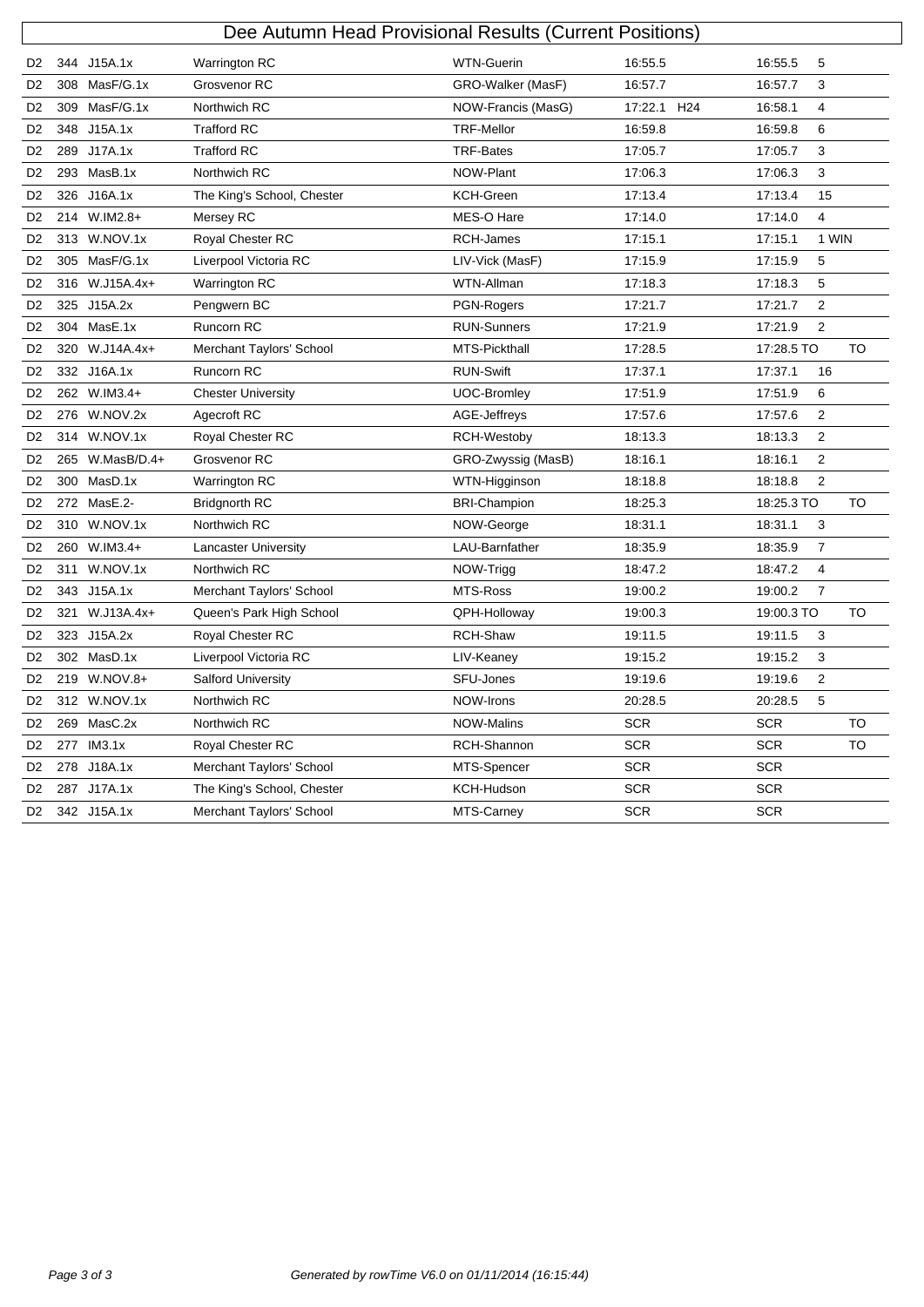# Dee Autumn Head Provisional Results (Current Positions)

| | | | | | | | | |
|---|---|---|---|---|---|---|---|---|
| D2 | 344 | J15A.1x | Warrington RC | WTN-Guerin | 16:55.5 | 16:55.5 | 5 | |
| D2 | 308 | MasF/G.1x | Grosvenor RC | GRO-Walker (MasF) | 16:57.7 | 16:57.7 | 3 | |
| D2 | 309 | MasF/G.1x | Northwich RC | NOW-Francis (MasG) | 17:22.1 H24 | 16:58.1 | 4 | |
| D2 | 348 | J15A.1x | Trafford RC | TRF-Mellor | 16:59.8 | 16:59.8 | 6 | |
| D2 | 289 | J17A.1x | Trafford RC | TRF-Bates | 17:05.7 | 17:05.7 | 3 | |
| D2 | 293 | MasB.1x | Northwich RC | NOW-Plant | 17:06.3 | 17:06.3 | 3 | |
| D2 | 326 | J16A.1x | The King's School, Chester | KCH-Green | 17:13.4 | 17:13.4 | 15 | |
| D2 | 214 | W.IM2.8+ | Mersey RC | MES-O Hare | 17:14.0 | 17:14.0 | 4 | |
| D2 | 313 | W.NOV.1x | Royal Chester RC | RCH-James | 17:15.1 | 17:15.1 | 1 WIN | |
| D2 | 305 | MasF/G.1x | Liverpool Victoria RC | LIV-Vick (MasF) | 17:15.9 | 17:15.9 | 5 | |
| D2 | 316 | W.J15A.4x+ | Warrington RC | WTN-Allman | 17:18.3 | 17:18.3 | 5 | |
| D2 | 325 | J15A.2x | Pengwern BC | PGN-Rogers | 17:21.7 | 17:21.7 | 2 | |
| D2 | 304 | MasE.1x | Runcorn RC | RUN-Sunners | 17:21.9 | 17:21.9 | 2 | |
| D2 | 320 | W.J14A.4x+ | Merchant Taylors' School | MTS-Pickthall | 17:28.5 | 17:28.5 TO | | TO |
| D2 | 332 | J16A.1x | Runcorn RC | RUN-Swift | 17:37.1 | 17:37.1 | 16 | |
| D2 | 262 | W.IM3.4+ | Chester University | UOC-Bromley | 17:51.9 | 17:51.9 | 6 | |
| D2 | 276 | W.NOV.2x | Agecroft RC | AGE-Jeffreys | 17:57.6 | 17:57.6 | 2 | |
| D2 | 314 | W.NOV.1x | Royal Chester RC | RCH-Westoby | 18:13.3 | 18:13.3 | 2 | |
| D2 | 265 | W.MasB/D.4+ | Grosvenor RC | GRO-Zwyssig (MasB) | 18:16.1 | 18:16.1 | 2 | |
| D2 | 300 | MasD.1x | Warrington RC | WTN-Higginson | 18:18.8 | 18:18.8 | 2 | |
| D2 | 272 | MasE.2- | Bridgnorth RC | BRI-Champion | 18:25.3 | 18:25.3 TO | | TO |
| D2 | 310 | W.NOV.1x | Northwich RC | NOW-George | 18:31.1 | 18:31.1 | 3 | |
| D2 | 260 | W.IM3.4+ | Lancaster University | LAU-Barnfather | 18:35.9 | 18:35.9 | 7 | |
| D2 | 311 | W.NOV.1x | Northwich RC | NOW-Trigg | 18:47.2 | 18:47.2 | 4 | |
| D2 | 343 | J15A.1x | Merchant Taylors' School | MTS-Ross | 19:00.2 | 19:00.2 | 7 | |
| D2 | 321 | W.J13A.4x+ | Queen's Park High School | QPH-Holloway | 19:00.3 | 19:00.3 TO | | TO |
| D2 | 323 | J15A.2x | Royal Chester RC | RCH-Shaw | 19:11.5 | 19:11.5 | 3 | |
| D2 | 302 | MasD.1x | Liverpool Victoria RC | LIV-Keaney | 19:15.2 | 19:15.2 | 3 | |
| D2 | 219 | W.NOV.8+ | Salford University | SFU-Jones | 19:19.6 | 19:19.6 | 2 | |
| D2 | 312 | W.NOV.1x | Northwich RC | NOW-Irons | 20:28.5 | 20:28.5 | 5 | |
| D2 | 269 | MasC.2x | Northwich RC | NOW-Malins | SCR | SCR | | TO |
| D2 | 277 | IM3.1x | Royal Chester RC | RCH-Shannon | SCR | SCR | | TO |
| D2 | 278 | J18A.1x | Merchant Taylors' School | MTS-Spencer | SCR | SCR | | |
| D2 | 287 | J17A.1x | The King's School, Chester | KCH-Hudson | SCR | SCR | | |
| D2 | 342 | J15A.1x | Merchant Taylors' School | MTS-Carney | SCR | SCR | | |

*Generated by rowTime V6.0 on 01/11/2014 (16:15:44)*